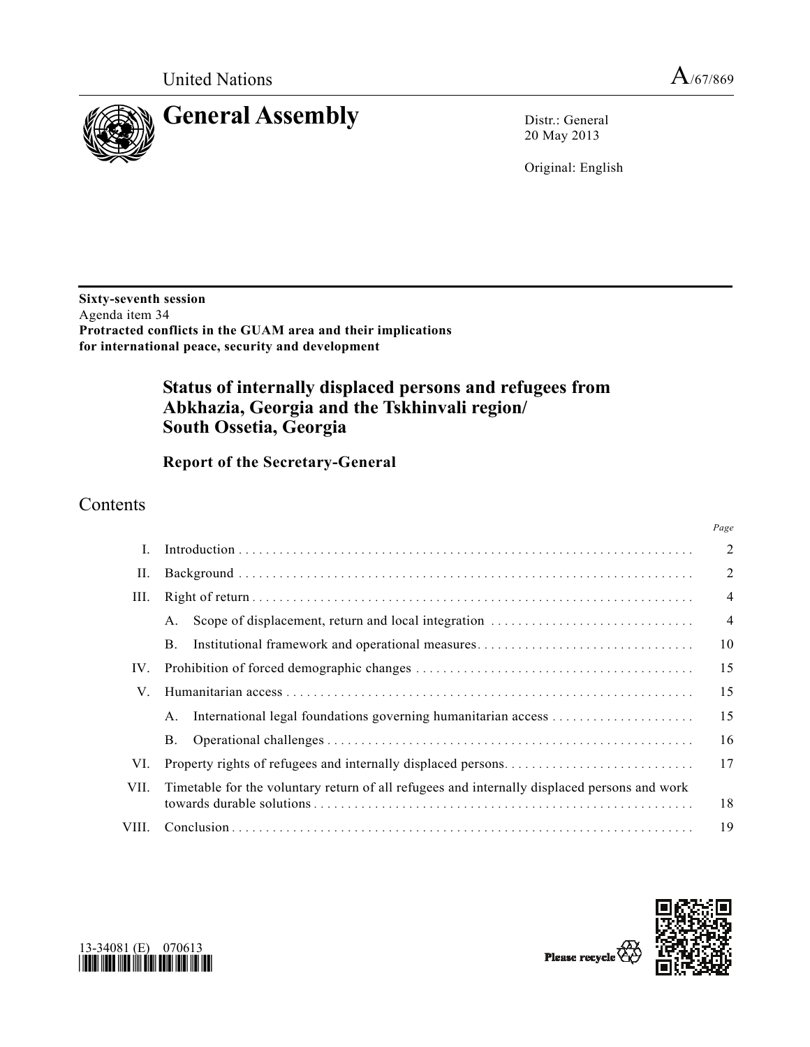United Nations A/67/869

# General Assembly

Distr.: General
20 May 2013

Original: English

**Sixty-seventh session**
Agenda item 34
**Protracted conflicts in the GUAM area and their implications for international peace, security and development**

## Status of internally displaced persons and refugees from Abkhazia, Georgia and the Tskhinvali region/ South Ossetia, Georgia

### Report of the Secretary-General

## Contents

| | | Page |
|---|---|---|
| I. | Introduction | 2 |
| II. | Background | 2 |
| III. | Right of return | 4 |
| | A. Scope of displacement, return and local integration | 4 |
| | B. Institutional framework and operational measures | 10 |
| IV. | Prohibition of forced demographic changes | 15 |
| V. | Humanitarian access | 15 |
| | A. International legal foundations governing humanitarian access | 15 |
| | B. Operational challenges | 16 |
| VI. | Property rights of refugees and internally displaced persons | 17 |
| VII. | Timetable for the voluntary return of all refugees and internally displaced persons and work towards durable solutions | 18 |
| VIII. | Conclusion | 19 |

13-34081 (E) 070613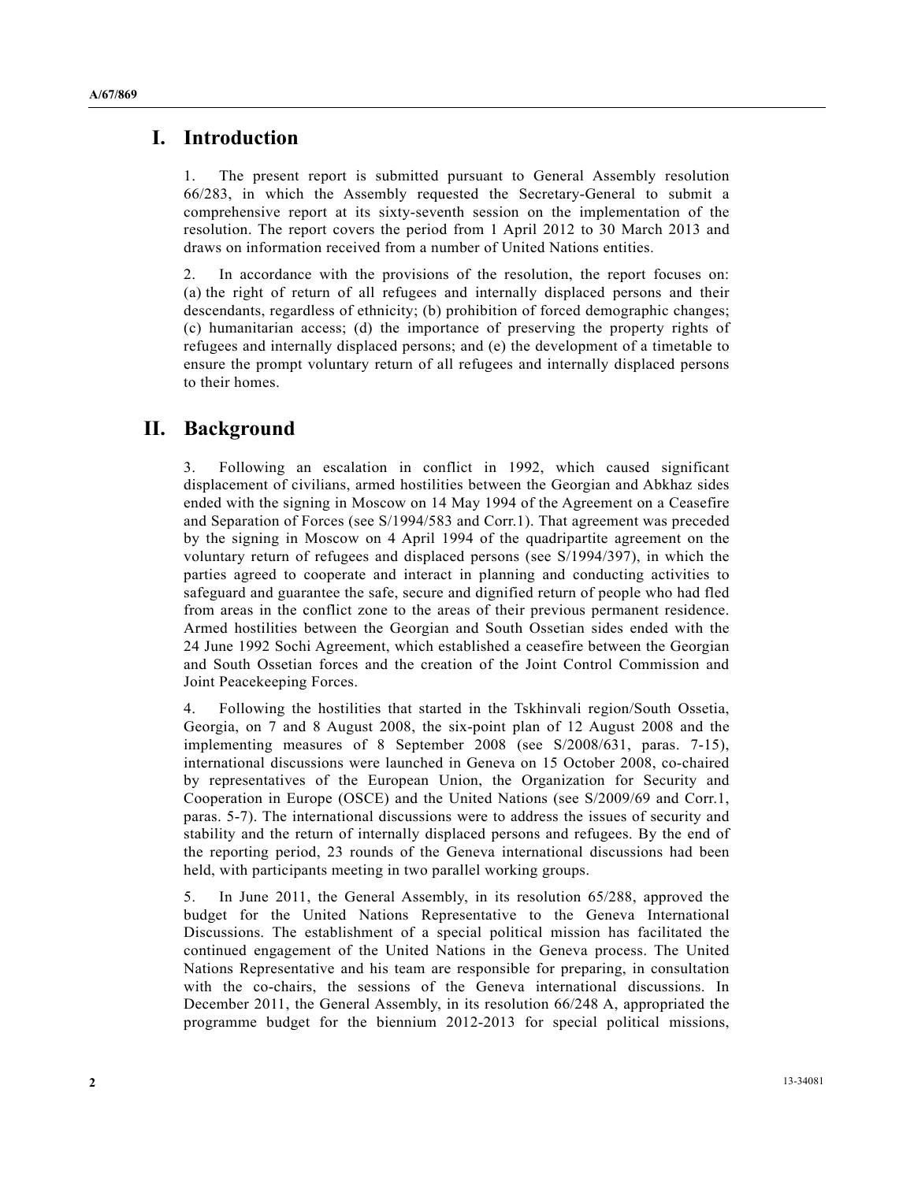# I. Introduction

1. The present report is submitted pursuant to General Assembly resolution 66/283, in which the Assembly requested the Secretary-General to submit a comprehensive report at its sixty-seventh session on the implementation of the resolution. The report covers the period from 1 April 2012 to 30 March 2013 and draws on information received from a number of United Nations entities.

2. In accordance with the provisions of the resolution, the report focuses on: (a) the right of return of all refugees and internally displaced persons and their descendants, regardless of ethnicity; (b) prohibition of forced demographic changes; (c) humanitarian access; (d) the importance of preserving the property rights of refugees and internally displaced persons; and (e) the development of a timetable to ensure the prompt voluntary return of all refugees and internally displaced persons to their homes.

# II. Background

3. Following an escalation in conflict in 1992, which caused significant displacement of civilians, armed hostilities between the Georgian and Abkhaz sides ended with the signing in Moscow on 14 May 1994 of the Agreement on a Ceasefire and Separation of Forces (see S/1994/583 and Corr.1). That agreement was preceded by the signing in Moscow on 4 April 1994 of the quadripartite agreement on the voluntary return of refugees and displaced persons (see S/1994/397), in which the parties agreed to cooperate and interact in planning and conducting activities to safeguard and guarantee the safe, secure and dignified return of people who had fled from areas in the conflict zone to the areas of their previous permanent residence. Armed hostilities between the Georgian and South Ossetian sides ended with the 24 June 1992 Sochi Agreement, which established a ceasefire between the Georgian and South Ossetian forces and the creation of the Joint Control Commission and Joint Peacekeeping Forces.

4. Following the hostilities that started in the Tskhinvali region/South Ossetia, Georgia, on 7 and 8 August 2008, the six-point plan of 12 August 2008 and the implementing measures of 8 September 2008 (see S/2008/631, paras. 7-15), international discussions were launched in Geneva on 15 October 2008, co-chaired by representatives of the European Union, the Organization for Security and Cooperation in Europe (OSCE) and the United Nations (see S/2009/69 and Corr.1, paras. 5-7). The international discussions were to address the issues of security and stability and the return of internally displaced persons and refugees. By the end of the reporting period, 23 rounds of the Geneva international discussions had been held, with participants meeting in two parallel working groups.

5. In June 2011, the General Assembly, in its resolution 65/288, approved the budget for the United Nations Representative to the Geneva International Discussions. The establishment of a special political mission has facilitated the continued engagement of the United Nations in the Geneva process. The United Nations Representative and his team are responsible for preparing, in consultation with the co-chairs, the sessions of the Geneva international discussions. In December 2011, the General Assembly, in its resolution 66/248 A, appropriated the programme budget for the biennium 2012-2013 for special political missions,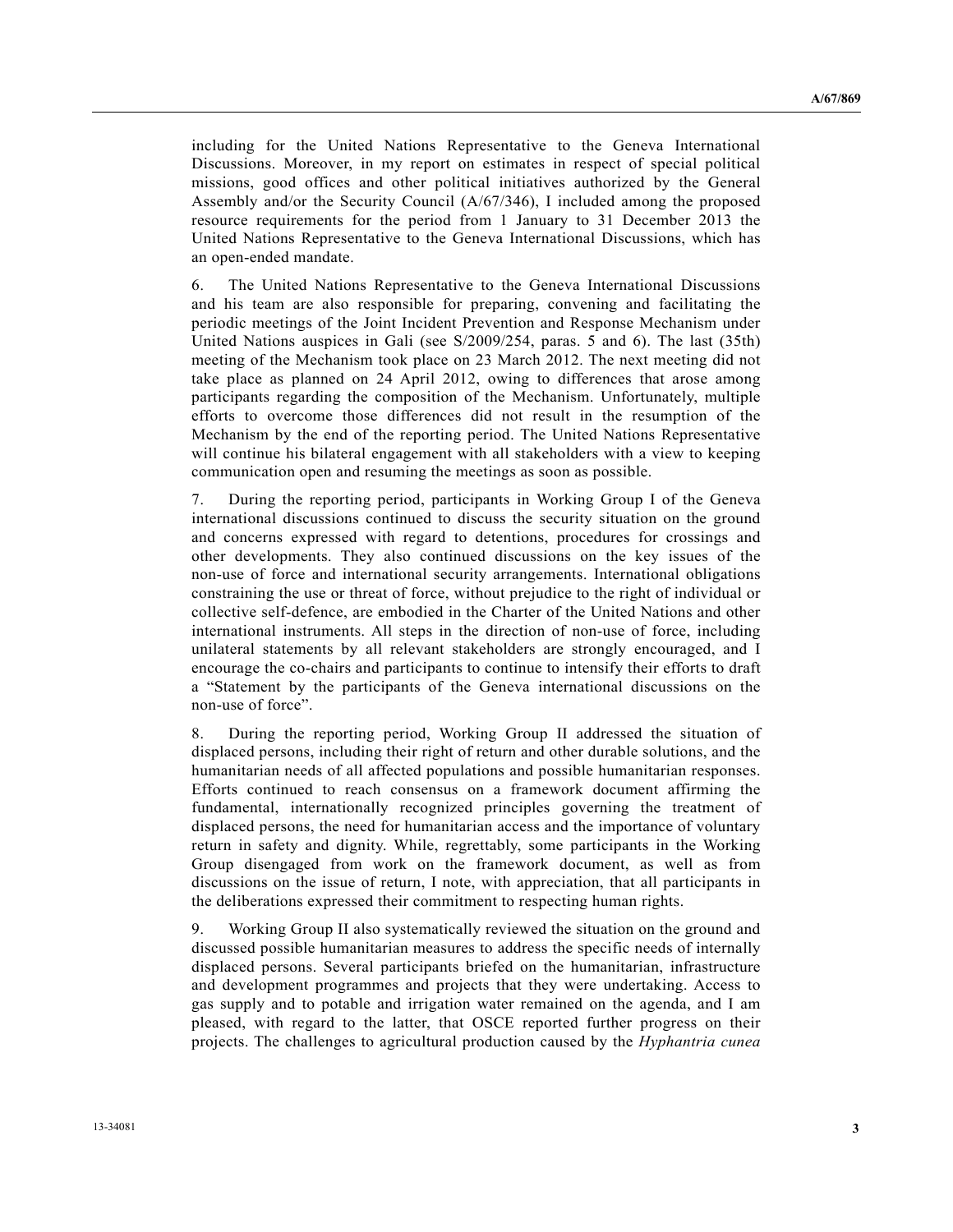including for the United Nations Representative to the Geneva International Discussions. Moreover, in my report on estimates in respect of special political missions, good offices and other political initiatives authorized by the General Assembly and/or the Security Council (A/67/346), I included among the proposed resource requirements for the period from 1 January to 31 December 2013 the United Nations Representative to the Geneva International Discussions, which has an open-ended mandate.

6. The United Nations Representative to the Geneva International Discussions and his team are also responsible for preparing, convening and facilitating the periodic meetings of the Joint Incident Prevention and Response Mechanism under United Nations auspices in Gali (see S/2009/254, paras. 5 and 6). The last (35th) meeting of the Mechanism took place on 23 March 2012. The next meeting did not take place as planned on 24 April 2012, owing to differences that arose among participants regarding the composition of the Mechanism. Unfortunately, multiple efforts to overcome those differences did not result in the resumption of the Mechanism by the end of the reporting period. The United Nations Representative will continue his bilateral engagement with all stakeholders with a view to keeping communication open and resuming the meetings as soon as possible.

7. During the reporting period, participants in Working Group I of the Geneva international discussions continued to discuss the security situation on the ground and concerns expressed with regard to detentions, procedures for crossings and other developments. They also continued discussions on the key issues of the non-use of force and international security arrangements. International obligations constraining the use or threat of force, without prejudice to the right of individual or collective self-defence, are embodied in the Charter of the United Nations and other international instruments. All steps in the direction of non-use of force, including unilateral statements by all relevant stakeholders are strongly encouraged, and I encourage the co-chairs and participants to continue to intensify their efforts to draft a "Statement by the participants of the Geneva international discussions on the non-use of force".

8. During the reporting period, Working Group II addressed the situation of displaced persons, including their right of return and other durable solutions, and the humanitarian needs of all affected populations and possible humanitarian responses. Efforts continued to reach consensus on a framework document affirming the fundamental, internationally recognized principles governing the treatment of displaced persons, the need for humanitarian access and the importance of voluntary return in safety and dignity. While, regrettably, some participants in the Working Group disengaged from work on the framework document, as well as from discussions on the issue of return, I note, with appreciation, that all participants in the deliberations expressed their commitment to respecting human rights.

9. Working Group II also systematically reviewed the situation on the ground and discussed possible humanitarian measures to address the specific needs of internally displaced persons. Several participants briefed on the humanitarian, infrastructure and development programmes and projects that they were undertaking. Access to gas supply and to potable and irrigation water remained on the agenda, and I am pleased, with regard to the latter, that OSCE reported further progress on their projects. The challenges to agricultural production caused by the *Hyphantria cunea*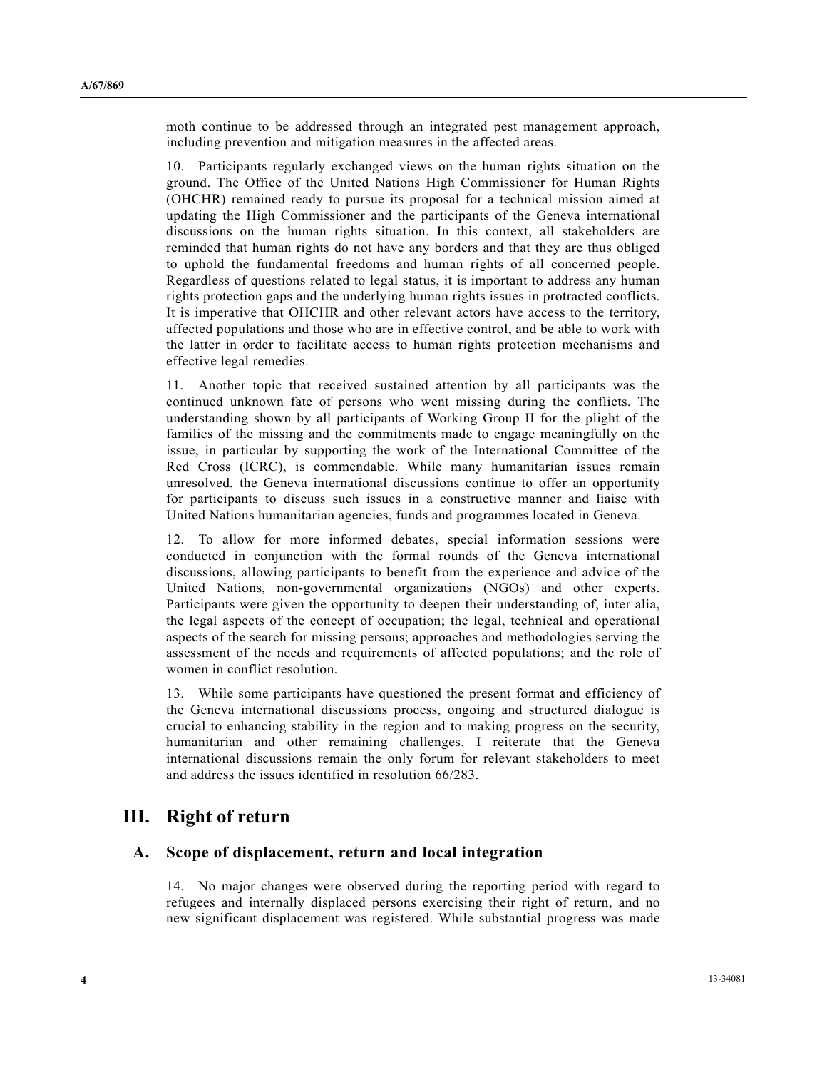moth continue to be addressed through an integrated pest management approach, including prevention and mitigation measures in the affected areas.

10. Participants regularly exchanged views on the human rights situation on the ground. The Office of the United Nations High Commissioner for Human Rights (OHCHR) remained ready to pursue its proposal for a technical mission aimed at updating the High Commissioner and the participants of the Geneva international discussions on the human rights situation. In this context, all stakeholders are reminded that human rights do not have any borders and that they are thus obliged to uphold the fundamental freedoms and human rights of all concerned people. Regardless of questions related to legal status, it is important to address any human rights protection gaps and the underlying human rights issues in protracted conflicts. It is imperative that OHCHR and other relevant actors have access to the territory, affected populations and those who are in effective control, and be able to work with the latter in order to facilitate access to human rights protection mechanisms and effective legal remedies.

11. Another topic that received sustained attention by all participants was the continued unknown fate of persons who went missing during the conflicts. The understanding shown by all participants of Working Group II for the plight of the families of the missing and the commitments made to engage meaningfully on the issue, in particular by supporting the work of the International Committee of the Red Cross (ICRC), is commendable. While many humanitarian issues remain unresolved, the Geneva international discussions continue to offer an opportunity for participants to discuss such issues in a constructive manner and liaise with United Nations humanitarian agencies, funds and programmes located in Geneva.

12. To allow for more informed debates, special information sessions were conducted in conjunction with the formal rounds of the Geneva international discussions, allowing participants to benefit from the experience and advice of the United Nations, non-governmental organizations (NGOs) and other experts. Participants were given the opportunity to deepen their understanding of, inter alia, the legal aspects of the concept of occupation; the legal, technical and operational aspects of the search for missing persons; approaches and methodologies serving the assessment of the needs and requirements of affected populations; and the role of women in conflict resolution.

13. While some participants have questioned the present format and efficiency of the Geneva international discussions process, ongoing and structured dialogue is crucial to enhancing stability in the region and to making progress on the security, humanitarian and other remaining challenges. I reiterate that the Geneva international discussions remain the only forum for relevant stakeholders to meet and address the issues identified in resolution 66/283.

# III. Right of return

## A. Scope of displacement, return and local integration

14. No major changes were observed during the reporting period with regard to refugees and internally displaced persons exercising their right of return, and no new significant displacement was registered. While substantial progress was made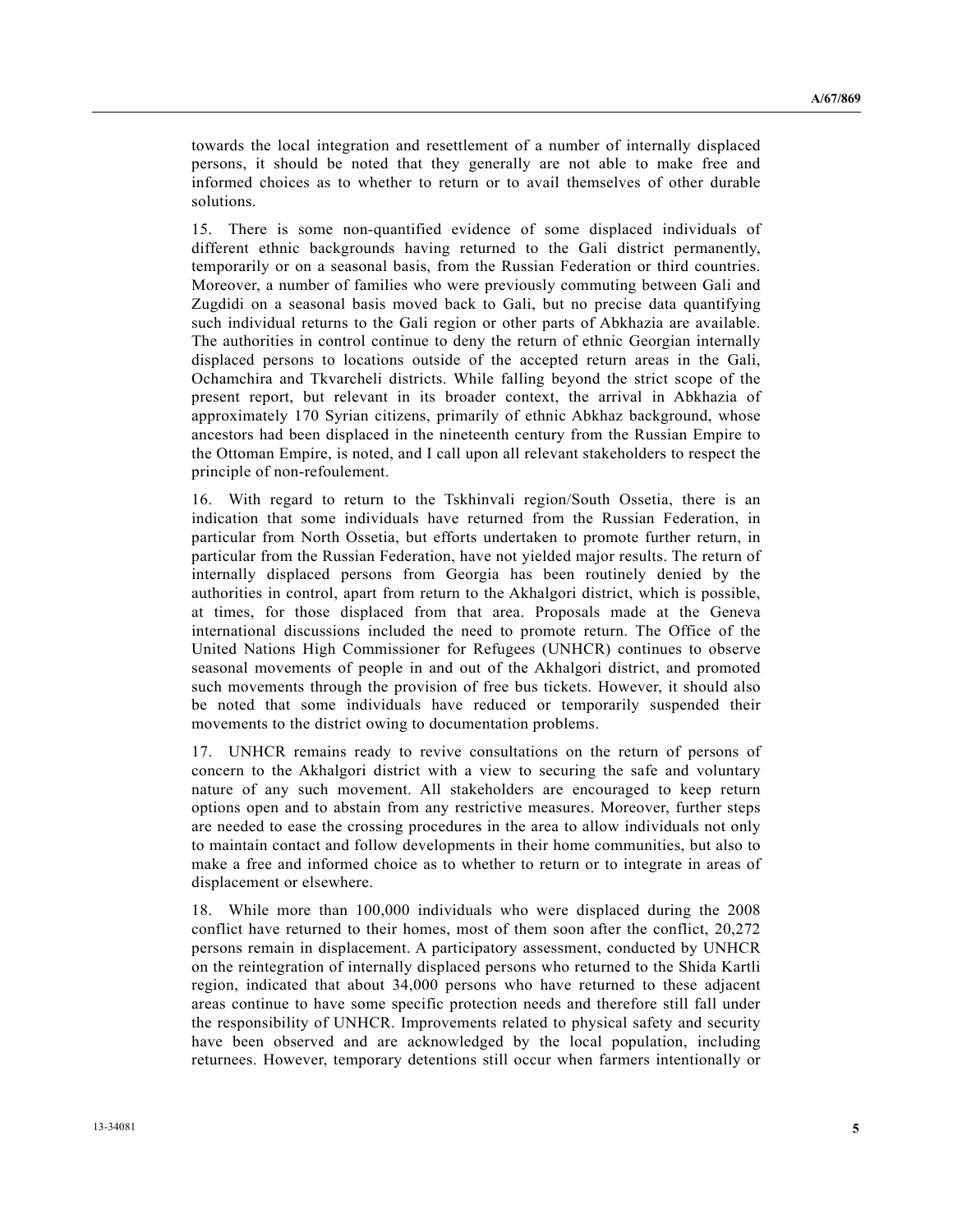towards the local integration and resettlement of a number of internally displaced persons, it should be noted that they generally are not able to make free and informed choices as to whether to return or to avail themselves of other durable solutions.

15. There is some non-quantified evidence of some displaced individuals of different ethnic backgrounds having returned to the Gali district permanently, temporarily or on a seasonal basis, from the Russian Federation or third countries. Moreover, a number of families who were previously commuting between Gali and Zugdidi on a seasonal basis moved back to Gali, but no precise data quantifying such individual returns to the Gali region or other parts of Abkhazia are available. The authorities in control continue to deny the return of ethnic Georgian internally displaced persons to locations outside of the accepted return areas in the Gali, Ochamchira and Tkvarcheli districts. While falling beyond the strict scope of the present report, but relevant in its broader context, the arrival in Abkhazia of approximately 170 Syrian citizens, primarily of ethnic Abkhaz background, whose ancestors had been displaced in the nineteenth century from the Russian Empire to the Ottoman Empire, is noted, and I call upon all relevant stakeholders to respect the principle of non-refoulement.

16. With regard to return to the Tskhinvali region/South Ossetia, there is an indication that some individuals have returned from the Russian Federation, in particular from North Ossetia, but efforts undertaken to promote further return, in particular from the Russian Federation, have not yielded major results. The return of internally displaced persons from Georgia has been routinely denied by the authorities in control, apart from return to the Akhalgori district, which is possible, at times, for those displaced from that area. Proposals made at the Geneva international discussions included the need to promote return. The Office of the United Nations High Commissioner for Refugees (UNHCR) continues to observe seasonal movements of people in and out of the Akhalgori district, and promoted such movements through the provision of free bus tickets. However, it should also be noted that some individuals have reduced or temporarily suspended their movements to the district owing to documentation problems.

17. UNHCR remains ready to revive consultations on the return of persons of concern to the Akhalgori district with a view to securing the safe and voluntary nature of any such movement. All stakeholders are encouraged to keep return options open and to abstain from any restrictive measures. Moreover, further steps are needed to ease the crossing procedures in the area to allow individuals not only to maintain contact and follow developments in their home communities, but also to make a free and informed choice as to whether to return or to integrate in areas of displacement or elsewhere.

18. While more than 100,000 individuals who were displaced during the 2008 conflict have returned to their homes, most of them soon after the conflict, 20,272 persons remain in displacement. A participatory assessment, conducted by UNHCR on the reintegration of internally displaced persons who returned to the Shida Kartli region, indicated that about 34,000 persons who have returned to these adjacent areas continue to have some specific protection needs and therefore still fall under the responsibility of UNHCR. Improvements related to physical safety and security have been observed and are acknowledged by the local population, including returnees. However, temporary detentions still occur when farmers intentionally or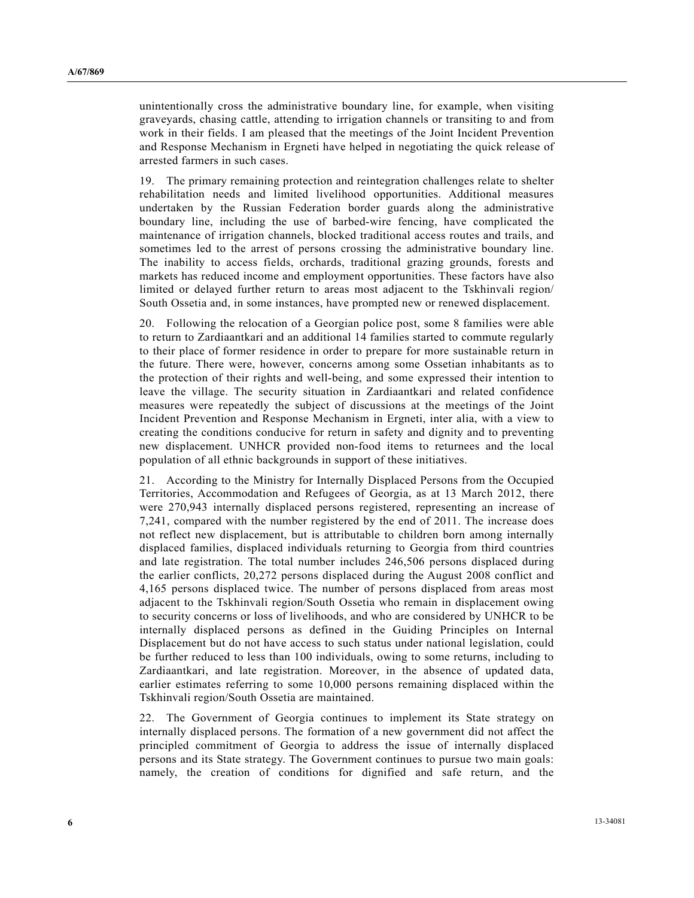unintentionally cross the administrative boundary line, for example, when visiting graveyards, chasing cattle, attending to irrigation channels or transiting to and from work in their fields. I am pleased that the meetings of the Joint Incident Prevention and Response Mechanism in Ergneti have helped in negotiating the quick release of arrested farmers in such cases.

19. The primary remaining protection and reintegration challenges relate to shelter rehabilitation needs and limited livelihood opportunities. Additional measures undertaken by the Russian Federation border guards along the administrative boundary line, including the use of barbed-wire fencing, have complicated the maintenance of irrigation channels, blocked traditional access routes and trails, and sometimes led to the arrest of persons crossing the administrative boundary line. The inability to access fields, orchards, traditional grazing grounds, forests and markets has reduced income and employment opportunities. These factors have also limited or delayed further return to areas most adjacent to the Tskhinvali region/South Ossetia and, in some instances, have prompted new or renewed displacement.

20. Following the relocation of a Georgian police post, some 8 families were able to return to Zardiaantkari and an additional 14 families started to commute regularly to their place of former residence in order to prepare for more sustainable return in the future. There were, however, concerns among some Ossetian inhabitants as to the protection of their rights and well-being, and some expressed their intention to leave the village. The security situation in Zardiaantkari and related confidence measures were repeatedly the subject of discussions at the meetings of the Joint Incident Prevention and Response Mechanism in Ergneti, inter alia, with a view to creating the conditions conducive for return in safety and dignity and to preventing new displacement. UNHCR provided non-food items to returnees and the local population of all ethnic backgrounds in support of these initiatives.

21. According to the Ministry for Internally Displaced Persons from the Occupied Territories, Accommodation and Refugees of Georgia, as at 13 March 2012, there were 270,943 internally displaced persons registered, representing an increase of 7,241, compared with the number registered by the end of 2011. The increase does not reflect new displacement, but is attributable to children born among internally displaced families, displaced individuals returning to Georgia from third countries and late registration. The total number includes 246,506 persons displaced during the earlier conflicts, 20,272 persons displaced during the August 2008 conflict and 4,165 persons displaced twice. The number of persons displaced from areas most adjacent to the Tskhinvali region/South Ossetia who remain in displacement owing to security concerns or loss of livelihoods, and who are considered by UNHCR to be internally displaced persons as defined in the Guiding Principles on Internal Displacement but do not have access to such status under national legislation, could be further reduced to less than 100 individuals, owing to some returns, including to Zardiaantkari, and late registration. Moreover, in the absence of updated data, earlier estimates referring to some 10,000 persons remaining displaced within the Tskhinvali region/South Ossetia are maintained.

22. The Government of Georgia continues to implement its State strategy on internally displaced persons. The formation of a new government did not affect the principled commitment of Georgia to address the issue of internally displaced persons and its State strategy. The Government continues to pursue two main goals: namely, the creation of conditions for dignified and safe return, and the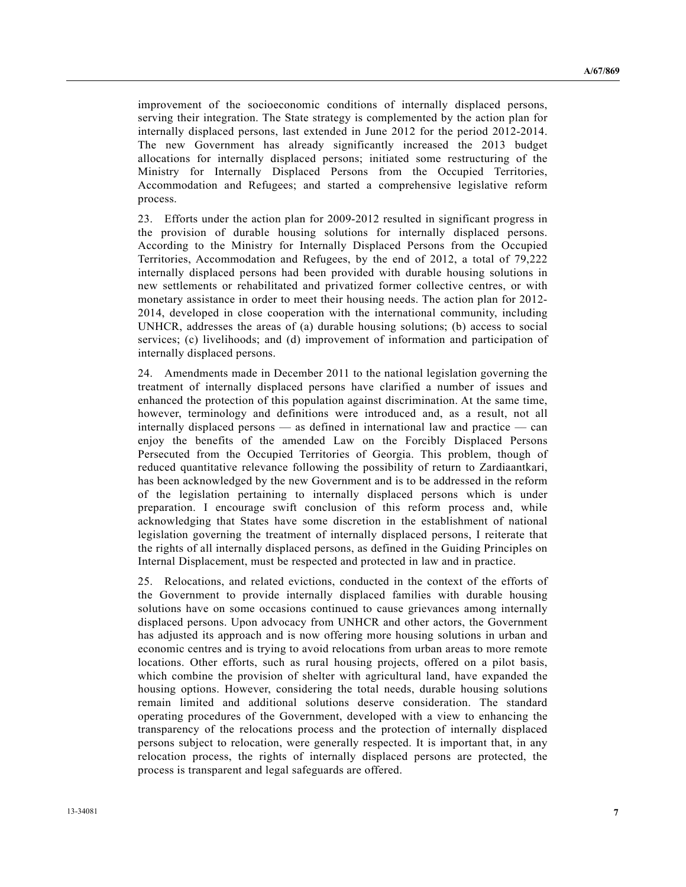improvement of the socioeconomic conditions of internally displaced persons, serving their integration. The State strategy is complemented by the action plan for internally displaced persons, last extended in June 2012 for the period 2012-2014. The new Government has already significantly increased the 2013 budget allocations for internally displaced persons; initiated some restructuring of the Ministry for Internally Displaced Persons from the Occupied Territories, Accommodation and Refugees; and started a comprehensive legislative reform process.

23. Efforts under the action plan for 2009-2012 resulted in significant progress in the provision of durable housing solutions for internally displaced persons. According to the Ministry for Internally Displaced Persons from the Occupied Territories, Accommodation and Refugees, by the end of 2012, a total of 79,222 internally displaced persons had been provided with durable housing solutions in new settlements or rehabilitated and privatized former collective centres, or with monetary assistance in order to meet their housing needs. The action plan for 2012-2014, developed in close cooperation with the international community, including UNHCR, addresses the areas of (a) durable housing solutions; (b) access to social services; (c) livelihoods; and (d) improvement of information and participation of internally displaced persons.

24. Amendments made in December 2011 to the national legislation governing the treatment of internally displaced persons have clarified a number of issues and enhanced the protection of this population against discrimination. At the same time, however, terminology and definitions were introduced and, as a result, not all internally displaced persons — as defined in international law and practice — can enjoy the benefits of the amended Law on the Forcibly Displaced Persons Persecuted from the Occupied Territories of Georgia. This problem, though of reduced quantitative relevance following the possibility of return to Zardiaantkari, has been acknowledged by the new Government and is to be addressed in the reform of the legislation pertaining to internally displaced persons which is under preparation. I encourage swift conclusion of this reform process and, while acknowledging that States have some discretion in the establishment of national legislation governing the treatment of internally displaced persons, I reiterate that the rights of all internally displaced persons, as defined in the Guiding Principles on Internal Displacement, must be respected and protected in law and in practice.

25. Relocations, and related evictions, conducted in the context of the efforts of the Government to provide internally displaced families with durable housing solutions have on some occasions continued to cause grievances among internally displaced persons. Upon advocacy from UNHCR and other actors, the Government has adjusted its approach and is now offering more housing solutions in urban and economic centres and is trying to avoid relocations from urban areas to more remote locations. Other efforts, such as rural housing projects, offered on a pilot basis, which combine the provision of shelter with agricultural land, have expanded the housing options. However, considering the total needs, durable housing solutions remain limited and additional solutions deserve consideration. The standard operating procedures of the Government, developed with a view to enhancing the transparency of the relocations process and the protection of internally displaced persons subject to relocation, were generally respected. It is important that, in any relocation process, the rights of internally displaced persons are protected, the process is transparent and legal safeguards are offered.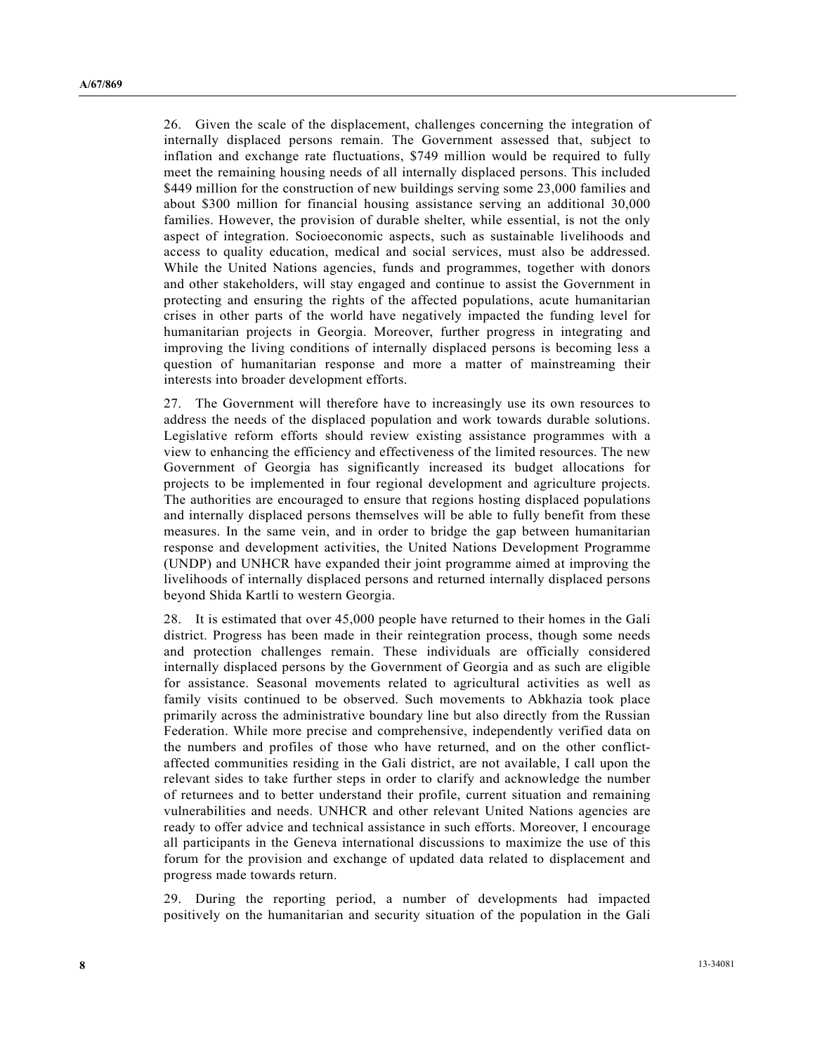26. Given the scale of the displacement, challenges concerning the integration of internally displaced persons remain. The Government assessed that, subject to inflation and exchange rate fluctuations, $749 million would be required to fully meet the remaining housing needs of all internally displaced persons. This included $449 million for the construction of new buildings serving some 23,000 families and about $300 million for financial housing assistance serving an additional 30,000 families. However, the provision of durable shelter, while essential, is not the only aspect of integration. Socioeconomic aspects, such as sustainable livelihoods and access to quality education, medical and social services, must also be addressed. While the United Nations agencies, funds and programmes, together with donors and other stakeholders, will stay engaged and continue to assist the Government in protecting and ensuring the rights of the affected populations, acute humanitarian crises in other parts of the world have negatively impacted the funding level for humanitarian projects in Georgia. Moreover, further progress in integrating and improving the living conditions of internally displaced persons is becoming less a question of humanitarian response and more a matter of mainstreaming their interests into broader development efforts.

27. The Government will therefore have to increasingly use its own resources to address the needs of the displaced population and work towards durable solutions. Legislative reform efforts should review existing assistance programmes with a view to enhancing the efficiency and effectiveness of the limited resources. The new Government of Georgia has significantly increased its budget allocations for projects to be implemented in four regional development and agriculture projects. The authorities are encouraged to ensure that regions hosting displaced populations and internally displaced persons themselves will be able to fully benefit from these measures. In the same vein, and in order to bridge the gap between humanitarian response and development activities, the United Nations Development Programme (UNDP) and UNHCR have expanded their joint programme aimed at improving the livelihoods of internally displaced persons and returned internally displaced persons beyond Shida Kartli to western Georgia.

28. It is estimated that over 45,000 people have returned to their homes in the Gali district. Progress has been made in their reintegration process, though some needs and protection challenges remain. These individuals are officially considered internally displaced persons by the Government of Georgia and as such are eligible for assistance. Seasonal movements related to agricultural activities as well as family visits continued to be observed. Such movements to Abkhazia took place primarily across the administrative boundary line but also directly from the Russian Federation. While more precise and comprehensive, independently verified data on the numbers and profiles of those who have returned, and on the other conflict-affected communities residing in the Gali district, are not available, I call upon the relevant sides to take further steps in order to clarify and acknowledge the number of returnees and to better understand their profile, current situation and remaining vulnerabilities and needs. UNHCR and other relevant United Nations agencies are ready to offer advice and technical assistance in such efforts. Moreover, I encourage all participants in the Geneva international discussions to maximize the use of this forum for the provision and exchange of updated data related to displacement and progress made towards return.

29. During the reporting period, a number of developments had impacted positively on the humanitarian and security situation of the population in the Gali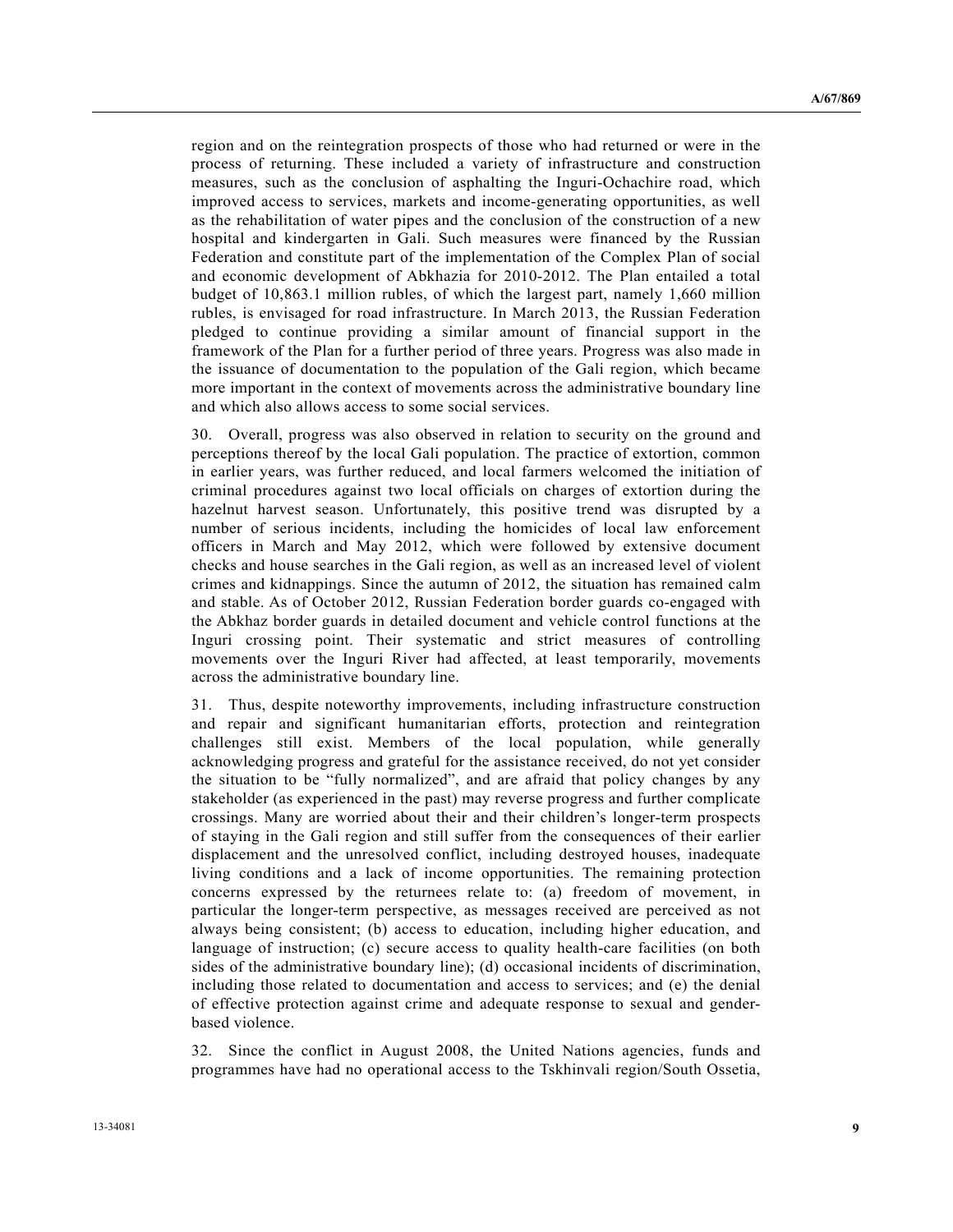region and on the reintegration prospects of those who had returned or were in the process of returning. These included a variety of infrastructure and construction measures, such as the conclusion of asphalting the Inguri-Ochachire road, which improved access to services, markets and income-generating opportunities, as well as the rehabilitation of water pipes and the conclusion of the construction of a new hospital and kindergarten in Gali. Such measures were financed by the Russian Federation and constitute part of the implementation of the Complex Plan of social and economic development of Abkhazia for 2010-2012. The Plan entailed a total budget of 10,863.1 million rubles, of which the largest part, namely 1,660 million rubles, is envisaged for road infrastructure. In March 2013, the Russian Federation pledged to continue providing a similar amount of financial support in the framework of the Plan for a further period of three years. Progress was also made in the issuance of documentation to the population of the Gali region, which became more important in the context of movements across the administrative boundary line and which also allows access to some social services.

30. Overall, progress was also observed in relation to security on the ground and perceptions thereof by the local Gali population. The practice of extortion, common in earlier years, was further reduced, and local farmers welcomed the initiation of criminal procedures against two local officials on charges of extortion during the hazelnut harvest season. Unfortunately, this positive trend was disrupted by a number of serious incidents, including the homicides of local law enforcement officers in March and May 2012, which were followed by extensive document checks and house searches in the Gali region, as well as an increased level of violent crimes and kidnappings. Since the autumn of 2012, the situation has remained calm and stable. As of October 2012, Russian Federation border guards co-engaged with the Abkhaz border guards in detailed document and vehicle control functions at the Inguri crossing point. Their systematic and strict measures of controlling movements over the Inguri River had affected, at least temporarily, movements across the administrative boundary line.

31. Thus, despite noteworthy improvements, including infrastructure construction and repair and significant humanitarian efforts, protection and reintegration challenges still exist. Members of the local population, while generally acknowledging progress and grateful for the assistance received, do not yet consider the situation to be "fully normalized", and are afraid that policy changes by any stakeholder (as experienced in the past) may reverse progress and further complicate crossings. Many are worried about their and their children's longer-term prospects of staying in the Gali region and still suffer from the consequences of their earlier displacement and the unresolved conflict, including destroyed houses, inadequate living conditions and a lack of income opportunities. The remaining protection concerns expressed by the returnees relate to: (a) freedom of movement, in particular the longer-term perspective, as messages received are perceived as not always being consistent; (b) access to education, including higher education, and language of instruction; (c) secure access to quality health-care facilities (on both sides of the administrative boundary line); (d) occasional incidents of discrimination, including those related to documentation and access to services; and (e) the denial of effective protection against crime and adequate response to sexual and gender-based violence.

32. Since the conflict in August 2008, the United Nations agencies, funds and programmes have had no operational access to the Tskhinvali region/South Ossetia,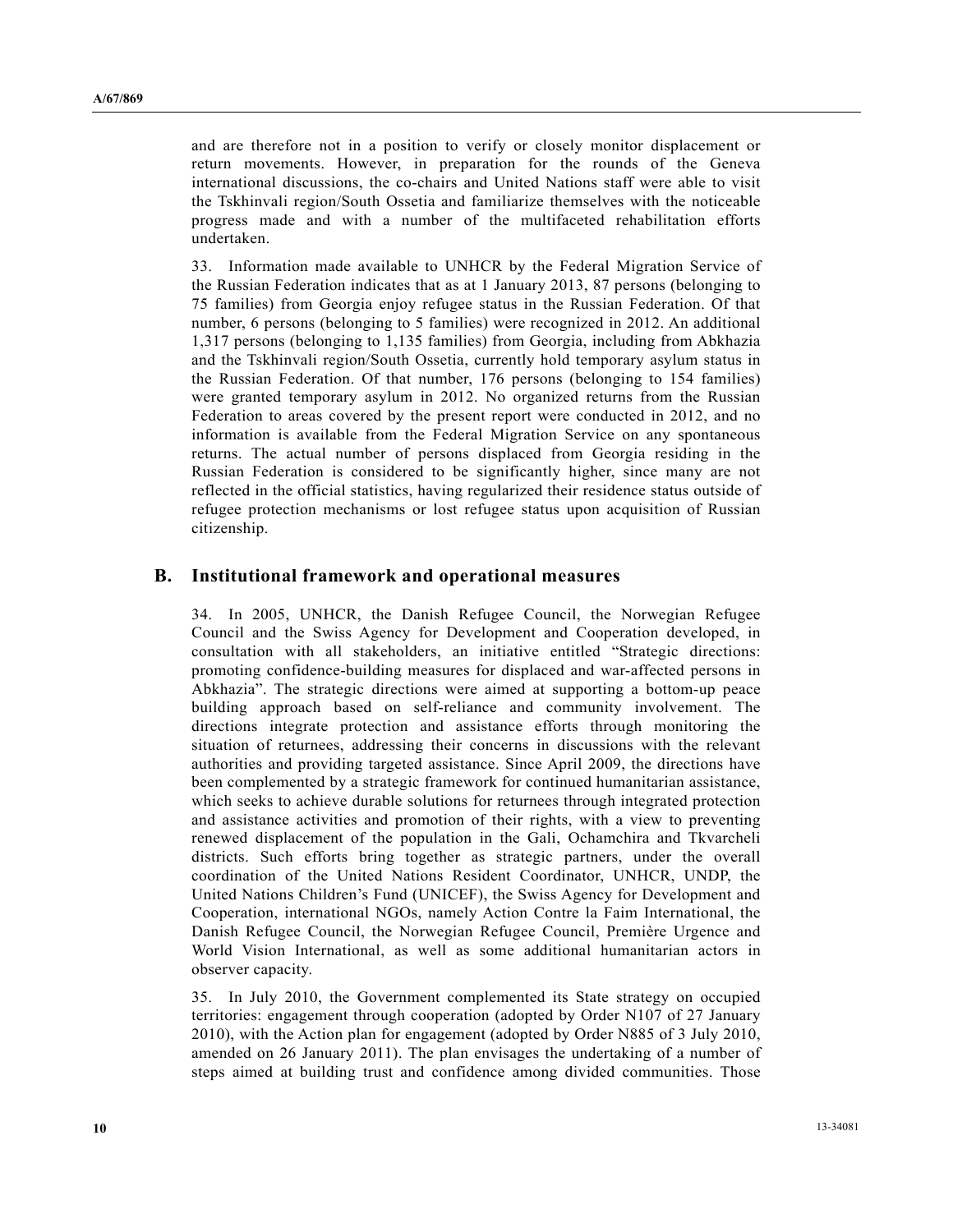and are therefore not in a position to verify or closely monitor displacement or return movements. However, in preparation for the rounds of the Geneva international discussions, the co-chairs and United Nations staff were able to visit the Tskhinvali region/South Ossetia and familiarize themselves with the noticeable progress made and with a number of the multifaceted rehabilitation efforts undertaken.

33. Information made available to UNHCR by the Federal Migration Service of the Russian Federation indicates that as at 1 January 2013, 87 persons (belonging to 75 families) from Georgia enjoy refugee status in the Russian Federation. Of that number, 6 persons (belonging to 5 families) were recognized in 2012. An additional 1,317 persons (belonging to 1,135 families) from Georgia, including from Abkhazia and the Tskhinvali region/South Ossetia, currently hold temporary asylum status in the Russian Federation. Of that number, 176 persons (belonging to 154 families) were granted temporary asylum in 2012. No organized returns from the Russian Federation to areas covered by the present report were conducted in 2012, and no information is available from the Federal Migration Service on any spontaneous returns. The actual number of persons displaced from Georgia residing in the Russian Federation is considered to be significantly higher, since many are not reflected in the official statistics, having regularized their residence status outside of refugee protection mechanisms or lost refugee status upon acquisition of Russian citizenship.

## B. Institutional framework and operational measures

34. In 2005, UNHCR, the Danish Refugee Council, the Norwegian Refugee Council and the Swiss Agency for Development and Cooperation developed, in consultation with all stakeholders, an initiative entitled "Strategic directions: promoting confidence-building measures for displaced and war-affected persons in Abkhazia". The strategic directions were aimed at supporting a bottom-up peace building approach based on self-reliance and community involvement. The directions integrate protection and assistance efforts through monitoring the situation of returnees, addressing their concerns in discussions with the relevant authorities and providing targeted assistance. Since April 2009, the directions have been complemented by a strategic framework for continued humanitarian assistance, which seeks to achieve durable solutions for returnees through integrated protection and assistance activities and promotion of their rights, with a view to preventing renewed displacement of the population in the Gali, Ochamchira and Tkvarcheli districts. Such efforts bring together as strategic partners, under the overall coordination of the United Nations Resident Coordinator, UNHCR, UNDP, the United Nations Children's Fund (UNICEF), the Swiss Agency for Development and Cooperation, international NGOs, namely Action Contre la Faim International, the Danish Refugee Council, the Norwegian Refugee Council, Première Urgence and World Vision International, as well as some additional humanitarian actors in observer capacity.

35. In July 2010, the Government complemented its State strategy on occupied territories: engagement through cooperation (adopted by Order N107 of 27 January 2010), with the Action plan for engagement (adopted by Order N885 of 3 July 2010, amended on 26 January 2011). The plan envisages the undertaking of a number of steps aimed at building trust and confidence among divided communities. Those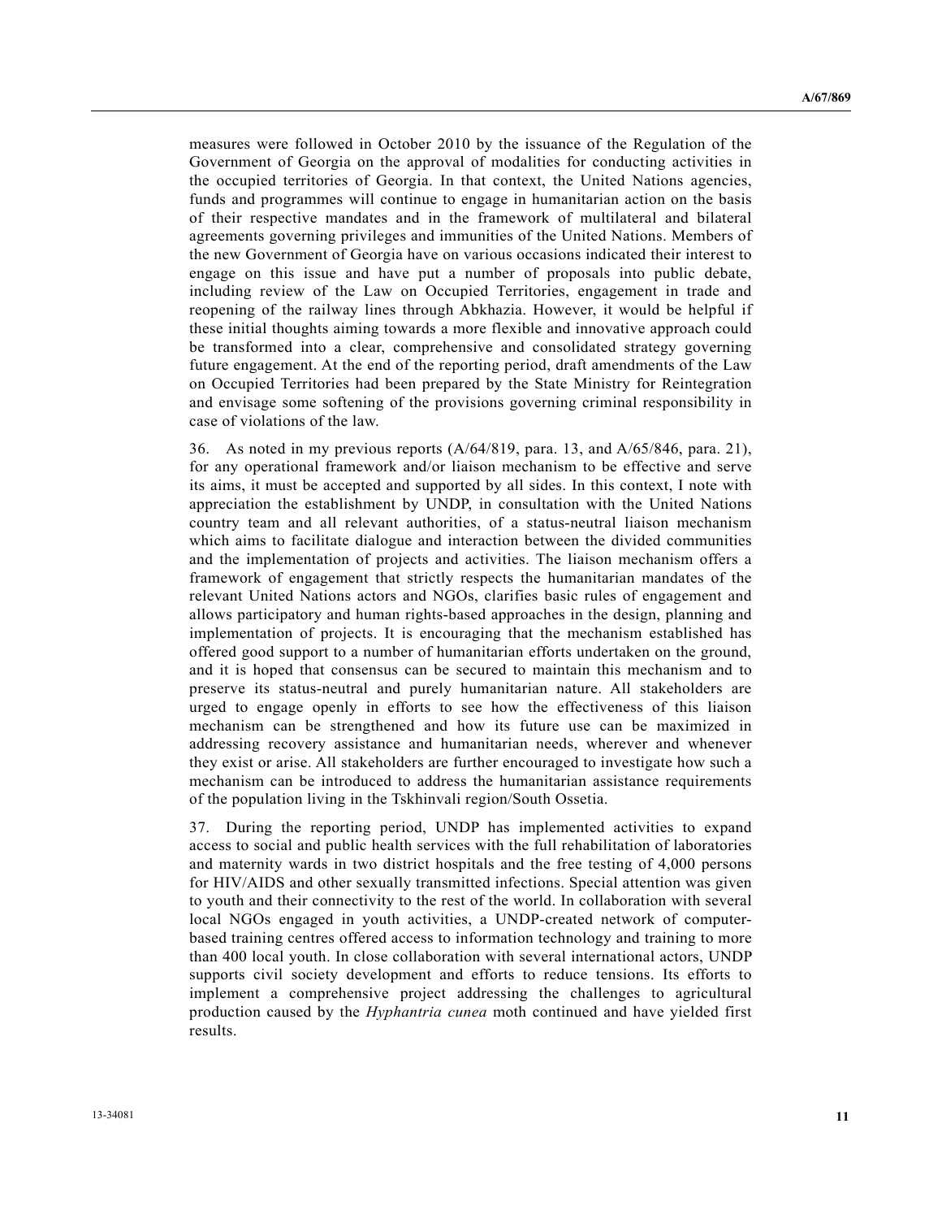measures were followed in October 2010 by the issuance of the Regulation of the Government of Georgia on the approval of modalities for conducting activities in the occupied territories of Georgia. In that context, the United Nations agencies, funds and programmes will continue to engage in humanitarian action on the basis of their respective mandates and in the framework of multilateral and bilateral agreements governing privileges and immunities of the United Nations. Members of the new Government of Georgia have on various occasions indicated their interest to engage on this issue and have put a number of proposals into public debate, including review of the Law on Occupied Territories, engagement in trade and reopening of the railway lines through Abkhazia. However, it would be helpful if these initial thoughts aiming towards a more flexible and innovative approach could be transformed into a clear, comprehensive and consolidated strategy governing future engagement. At the end of the reporting period, draft amendments of the Law on Occupied Territories had been prepared by the State Ministry for Reintegration and envisage some softening of the provisions governing criminal responsibility in case of violations of the law.

36. As noted in my previous reports (A/64/819, para. 13, and A/65/846, para. 21), for any operational framework and/or liaison mechanism to be effective and serve its aims, it must be accepted and supported by all sides. In this context, I note with appreciation the establishment by UNDP, in consultation with the United Nations country team and all relevant authorities, of a status-neutral liaison mechanism which aims to facilitate dialogue and interaction between the divided communities and the implementation of projects and activities. The liaison mechanism offers a framework of engagement that strictly respects the humanitarian mandates of the relevant United Nations actors and NGOs, clarifies basic rules of engagement and allows participatory and human rights-based approaches in the design, planning and implementation of projects. It is encouraging that the mechanism established has offered good support to a number of humanitarian efforts undertaken on the ground, and it is hoped that consensus can be secured to maintain this mechanism and to preserve its status-neutral and purely humanitarian nature. All stakeholders are urged to engage openly in efforts to see how the effectiveness of this liaison mechanism can be strengthened and how its future use can be maximized in addressing recovery assistance and humanitarian needs, wherever and whenever they exist or arise. All stakeholders are further encouraged to investigate how such a mechanism can be introduced to address the humanitarian assistance requirements of the population living in the Tskhinvali region/South Ossetia.

37. During the reporting period, UNDP has implemented activities to expand access to social and public health services with the full rehabilitation of laboratories and maternity wards in two district hospitals and the free testing of 4,000 persons for HIV/AIDS and other sexually transmitted infections. Special attention was given to youth and their connectivity to the rest of the world. In collaboration with several local NGOs engaged in youth activities, a UNDP-created network of computer-based training centres offered access to information technology and training to more than 400 local youth. In close collaboration with several international actors, UNDP supports civil society development and efforts to reduce tensions. Its efforts to implement a comprehensive project addressing the challenges to agricultural production caused by the *Hyphantria cunea* moth continued and have yielded first results.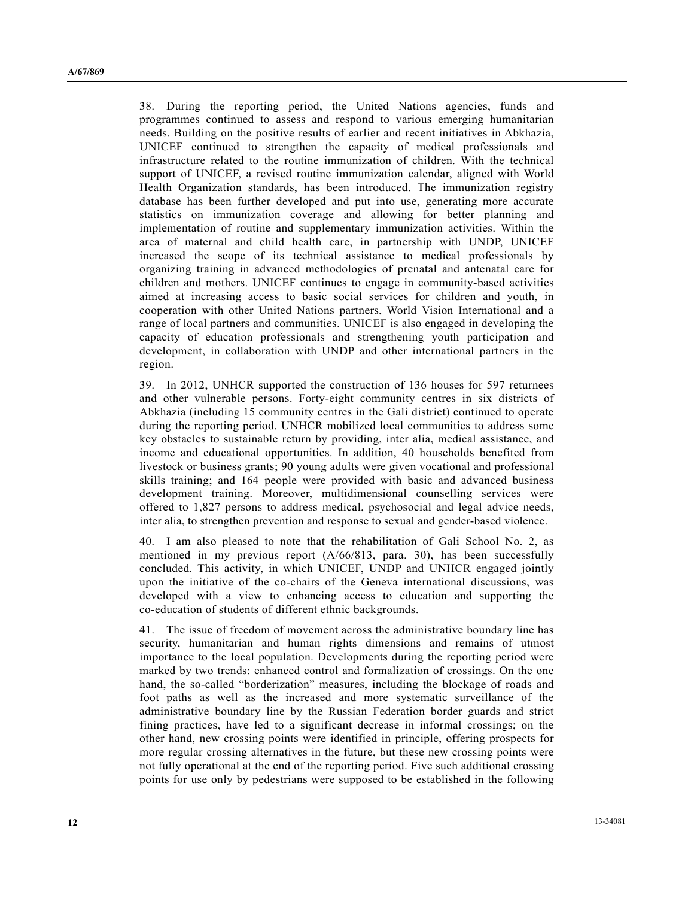38. During the reporting period, the United Nations agencies, funds and programmes continued to assess and respond to various emerging humanitarian needs. Building on the positive results of earlier and recent initiatives in Abkhazia, UNICEF continued to strengthen the capacity of medical professionals and infrastructure related to the routine immunization of children. With the technical support of UNICEF, a revised routine immunization calendar, aligned with World Health Organization standards, has been introduced. The immunization registry database has been further developed and put into use, generating more accurate statistics on immunization coverage and allowing for better planning and implementation of routine and supplementary immunization activities. Within the area of maternal and child health care, in partnership with UNDP, UNICEF increased the scope of its technical assistance to medical professionals by organizing training in advanced methodologies of prenatal and antenatal care for children and mothers. UNICEF continues to engage in community-based activities aimed at increasing access to basic social services for children and youth, in cooperation with other United Nations partners, World Vision International and a range of local partners and communities. UNICEF is also engaged in developing the capacity of education professionals and strengthening youth participation and development, in collaboration with UNDP and other international partners in the region.

39. In 2012, UNHCR supported the construction of 136 houses for 597 returnees and other vulnerable persons. Forty-eight community centres in six districts of Abkhazia (including 15 community centres in the Gali district) continued to operate during the reporting period. UNHCR mobilized local communities to address some key obstacles to sustainable return by providing, inter alia, medical assistance, and income and educational opportunities. In addition, 40 households benefited from livestock or business grants; 90 young adults were given vocational and professional skills training; and 164 people were provided with basic and advanced business development training. Moreover, multidimensional counselling services were offered to 1,827 persons to address medical, psychosocial and legal advice needs, inter alia, to strengthen prevention and response to sexual and gender-based violence.

40. I am also pleased to note that the rehabilitation of Gali School No. 2, as mentioned in my previous report (A/66/813, para. 30), has been successfully concluded. This activity, in which UNICEF, UNDP and UNHCR engaged jointly upon the initiative of the co-chairs of the Geneva international discussions, was developed with a view to enhancing access to education and supporting the co-education of students of different ethnic backgrounds.

41. The issue of freedom of movement across the administrative boundary line has security, humanitarian and human rights dimensions and remains of utmost importance to the local population. Developments during the reporting period were marked by two trends: enhanced control and formalization of crossings. On the one hand, the so-called "borderization" measures, including the blockage of roads and foot paths as well as the increased and more systematic surveillance of the administrative boundary line by the Russian Federation border guards and strict fining practices, have led to a significant decrease in informal crossings; on the other hand, new crossing points were identified in principle, offering prospects for more regular crossing alternatives in the future, but these new crossing points were not fully operational at the end of the reporting period. Five such additional crossing points for use only by pedestrians were supposed to be established in the following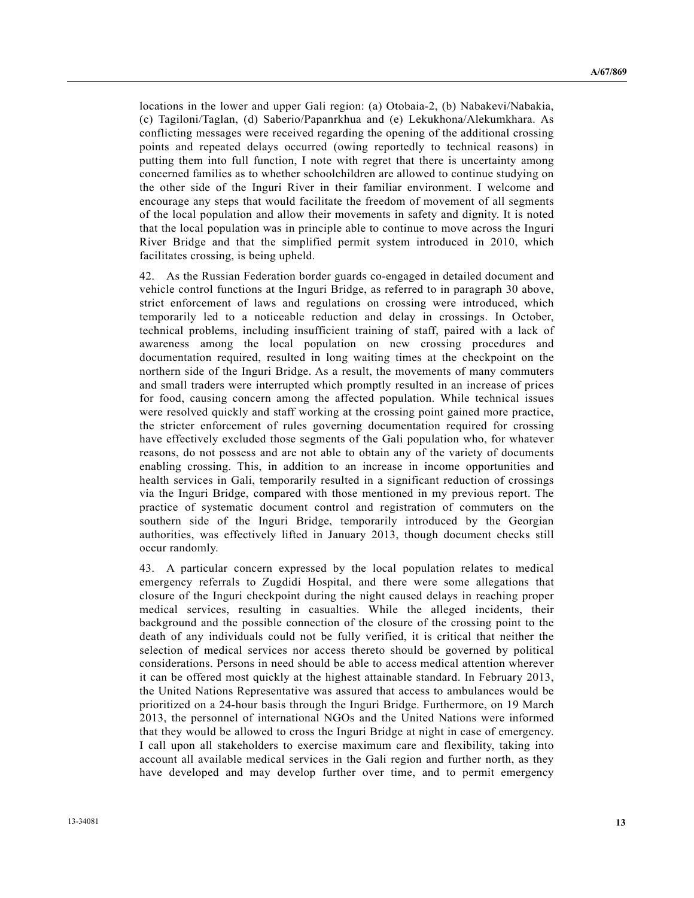locations in the lower and upper Gali region: (a) Otobaia-2, (b) Nabakevi/Nabakia, (c) Tagiloni/Taglan, (d) Saberio/Papanrkhua and (e) Lekukhona/Alekumkhara. As conflicting messages were received regarding the opening of the additional crossing points and repeated delays occurred (owing reportedly to technical reasons) in putting them into full function, I note with regret that there is uncertainty among concerned families as to whether schoolchildren are allowed to continue studying on the other side of the Inguri River in their familiar environment. I welcome and encourage any steps that would facilitate the freedom of movement of all segments of the local population and allow their movements in safety and dignity. It is noted that the local population was in principle able to continue to move across the Inguri River Bridge and that the simplified permit system introduced in 2010, which facilitates crossing, is being upheld.

42. As the Russian Federation border guards co-engaged in detailed document and vehicle control functions at the Inguri Bridge, as referred to in paragraph 30 above, strict enforcement of laws and regulations on crossing were introduced, which temporarily led to a noticeable reduction and delay in crossings. In October, technical problems, including insufficient training of staff, paired with a lack of awareness among the local population on new crossing procedures and documentation required, resulted in long waiting times at the checkpoint on the northern side of the Inguri Bridge. As a result, the movements of many commuters and small traders were interrupted which promptly resulted in an increase of prices for food, causing concern among the affected population. While technical issues were resolved quickly and staff working at the crossing point gained more practice, the stricter enforcement of rules governing documentation required for crossing have effectively excluded those segments of the Gali population who, for whatever reasons, do not possess and are not able to obtain any of the variety of documents enabling crossing. This, in addition to an increase in income opportunities and health services in Gali, temporarily resulted in a significant reduction of crossings via the Inguri Bridge, compared with those mentioned in my previous report. The practice of systematic document control and registration of commuters on the southern side of the Inguri Bridge, temporarily introduced by the Georgian authorities, was effectively lifted in January 2013, though document checks still occur randomly.

43. A particular concern expressed by the local population relates to medical emergency referrals to Zugdidi Hospital, and there were some allegations that closure of the Inguri checkpoint during the night caused delays in reaching proper medical services, resulting in casualties. While the alleged incidents, their background and the possible connection of the closure of the crossing point to the death of any individuals could not be fully verified, it is critical that neither the selection of medical services nor access thereto should be governed by political considerations. Persons in need should be able to access medical attention wherever it can be offered most quickly at the highest attainable standard. In February 2013, the United Nations Representative was assured that access to ambulances would be prioritized on a 24-hour basis through the Inguri Bridge. Furthermore, on 19 March 2013, the personnel of international NGOs and the United Nations were informed that they would be allowed to cross the Inguri Bridge at night in case of emergency. I call upon all stakeholders to exercise maximum care and flexibility, taking into account all available medical services in the Gali region and further north, as they have developed and may develop further over time, and to permit emergency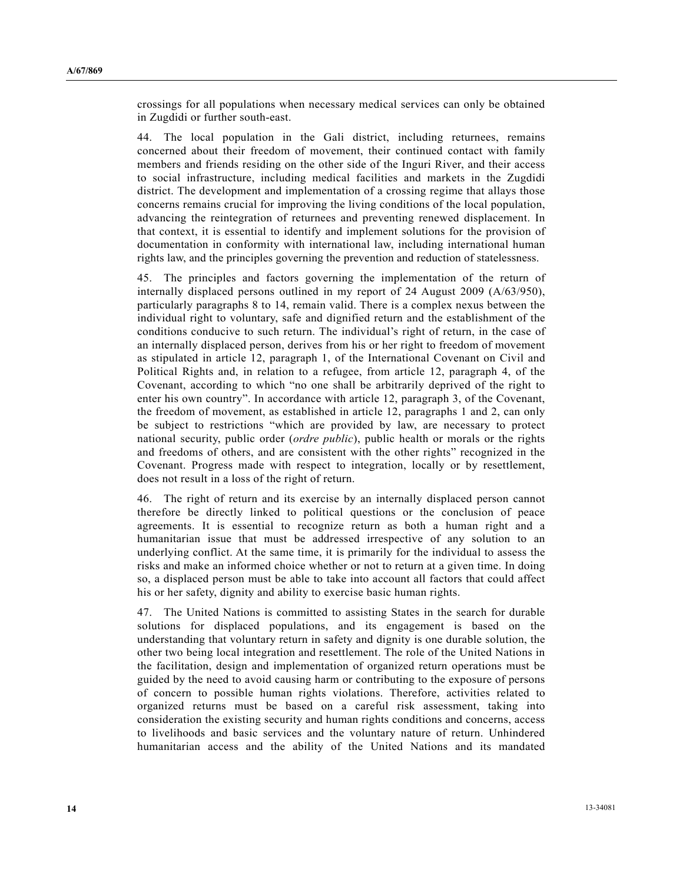crossings for all populations when necessary medical services can only be obtained in Zugdidi or further south-east.

44. The local population in the Gali district, including returnees, remains concerned about their freedom of movement, their continued contact with family members and friends residing on the other side of the Inguri River, and their access to social infrastructure, including medical facilities and markets in the Zugdidi district. The development and implementation of a crossing regime that allays those concerns remains crucial for improving the living conditions of the local population, advancing the reintegration of returnees and preventing renewed displacement. In that context, it is essential to identify and implement solutions for the provision of documentation in conformity with international law, including international human rights law, and the principles governing the prevention and reduction of statelessness.

45. The principles and factors governing the implementation of the return of internally displaced persons outlined in my report of 24 August 2009 (A/63/950), particularly paragraphs 8 to 14, remain valid. There is a complex nexus between the individual right to voluntary, safe and dignified return and the establishment of the conditions conducive to such return. The individual's right of return, in the case of an internally displaced person, derives from his or her right to freedom of movement as stipulated in article 12, paragraph 1, of the International Covenant on Civil and Political Rights and, in relation to a refugee, from article 12, paragraph 4, of the Covenant, according to which "no one shall be arbitrarily deprived of the right to enter his own country". In accordance with article 12, paragraph 3, of the Covenant, the freedom of movement, as established in article 12, paragraphs 1 and 2, can only be subject to restrictions "which are provided by law, are necessary to protect national security, public order (*ordre public*), public health or morals or the rights and freedoms of others, and are consistent with the other rights" recognized in the Covenant. Progress made with respect to integration, locally or by resettlement, does not result in a loss of the right of return.

46. The right of return and its exercise by an internally displaced person cannot therefore be directly linked to political questions or the conclusion of peace agreements. It is essential to recognize return as both a human right and a humanitarian issue that must be addressed irrespective of any solution to an underlying conflict. At the same time, it is primarily for the individual to assess the risks and make an informed choice whether or not to return at a given time. In doing so, a displaced person must be able to take into account all factors that could affect his or her safety, dignity and ability to exercise basic human rights.

47. The United Nations is committed to assisting States in the search for durable solutions for displaced populations, and its engagement is based on the understanding that voluntary return in safety and dignity is one durable solution, the other two being local integration and resettlement. The role of the United Nations in the facilitation, design and implementation of organized return operations must be guided by the need to avoid causing harm or contributing to the exposure of persons of concern to possible human rights violations. Therefore, activities related to organized returns must be based on a careful risk assessment, taking into consideration the existing security and human rights conditions and concerns, access to livelihoods and basic services and the voluntary nature of return. Unhindered humanitarian access and the ability of the United Nations and its mandated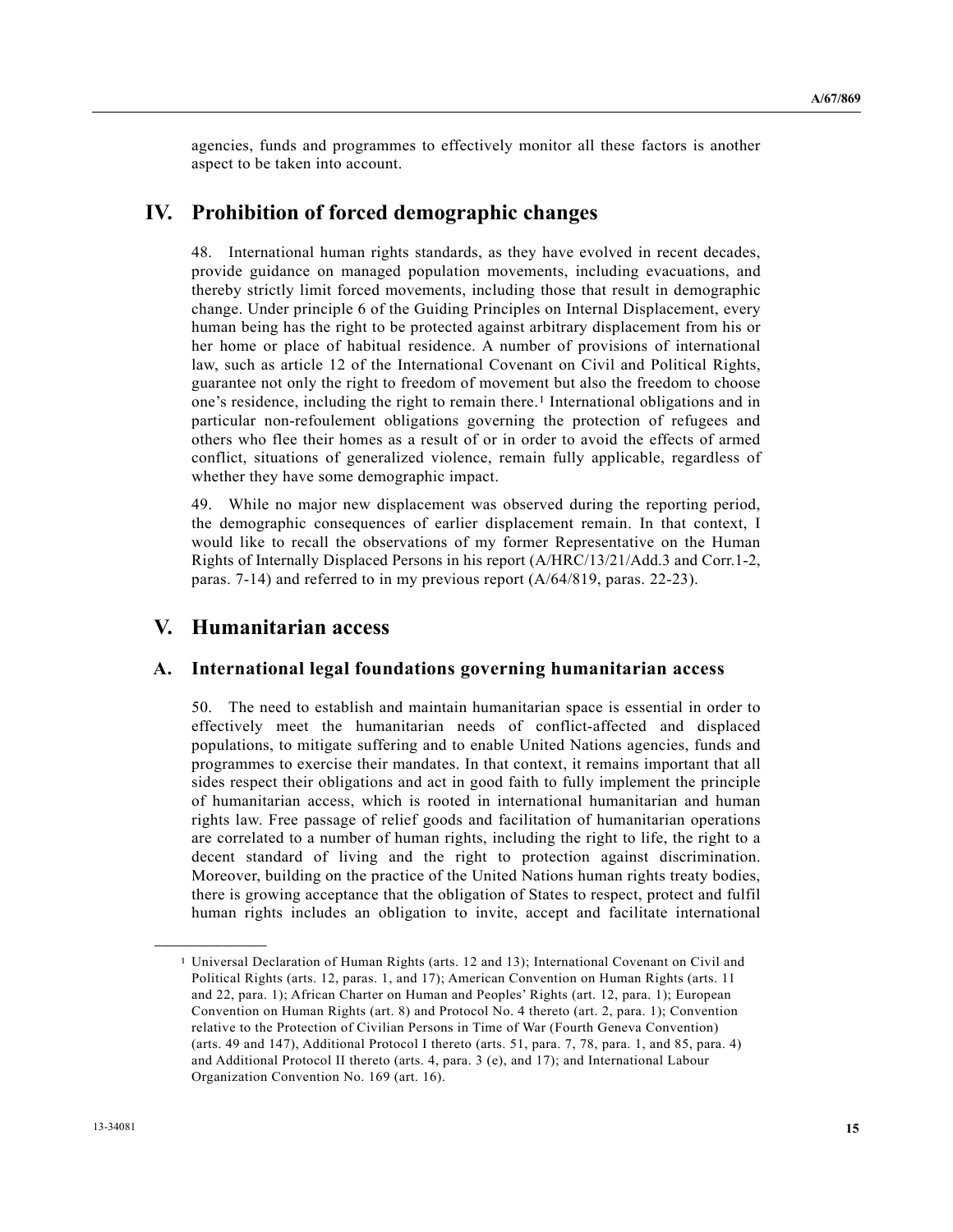agencies, funds and programmes to effectively monitor all these factors is another aspect to be taken into account.

# IV. Prohibition of forced demographic changes

48. International human rights standards, as they have evolved in recent decades, provide guidance on managed population movements, including evacuations, and thereby strictly limit forced movements, including those that result in demographic change. Under principle 6 of the Guiding Principles on Internal Displacement, every human being has the right to be protected against arbitrary displacement from his or her home or place of habitual residence. A number of provisions of international law, such as article 12 of the International Covenant on Civil and Political Rights, guarantee not only the right to freedom of movement but also the freedom to choose one's residence, including the right to remain there.[1] International obligations and in particular non-refoulement obligations governing the protection of refugees and others who flee their homes as a result of or in order to avoid the effects of armed conflict, situations of generalized violence, remain fully applicable, regardless of whether they have some demographic impact.

49. While no major new displacement was observed during the reporting period, the demographic consequences of earlier displacement remain. In that context, I would like to recall the observations of my former Representative on the Human Rights of Internally Displaced Persons in his report (A/HRC/13/21/Add.3 and Corr.1-2, paras. 7-14) and referred to in my previous report (A/64/819, paras. 22-23).

# V. Humanitarian access

## A. International legal foundations governing humanitarian access

50. The need to establish and maintain humanitarian space is essential in order to effectively meet the humanitarian needs of conflict-affected and displaced populations, to mitigate suffering and to enable United Nations agencies, funds and programmes to exercise their mandates. In that context, it remains important that all sides respect their obligations and act in good faith to fully implement the principle of humanitarian access, which is rooted in international humanitarian and human rights law. Free passage of relief goods and facilitation of humanitarian operations are correlated to a number of human rights, including the right to life, the right to a decent standard of living and the right to protection against discrimination. Moreover, building on the practice of the United Nations human rights treaty bodies, there is growing acceptance that the obligation of States to respect, protect and fulfil human rights includes an obligation to invite, accept and facilitate international

---

[1] Universal Declaration of Human Rights (arts. 12 and 13); International Covenant on Civil and Political Rights (arts. 12, paras. 1, and 17); American Convention on Human Rights (arts. 11 and 22, para. 1); African Charter on Human and Peoples' Rights (art. 12, para. 1); European Convention on Human Rights (art. 8) and Protocol No. 4 thereto (art. 2, para. 1); Convention relative to the Protection of Civilian Persons in Time of War (Fourth Geneva Convention) (arts. 49 and 147), Additional Protocol I thereto (arts. 51, para. 7, 78, para. 1, and 85, para. 4) and Additional Protocol II thereto (arts. 4, para. 3 (e), and 17); and International Labour Organization Convention No. 169 (art. 16).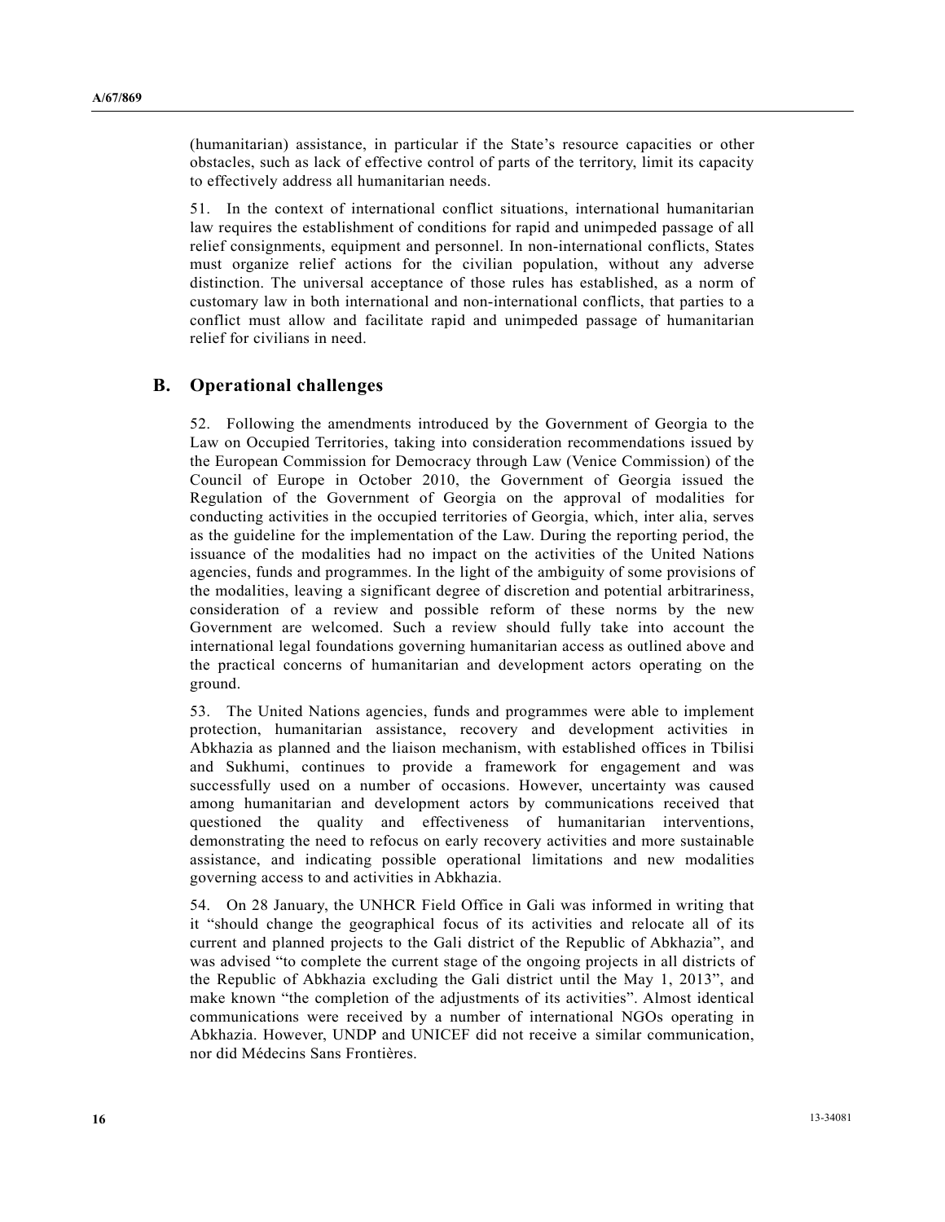(humanitarian) assistance, in particular if the State's resource capacities or other obstacles, such as lack of effective control of parts of the territory, limit its capacity to effectively address all humanitarian needs.

51. In the context of international conflict situations, international humanitarian law requires the establishment of conditions for rapid and unimpeded passage of all relief consignments, equipment and personnel. In non-international conflicts, States must organize relief actions for the civilian population, without any adverse distinction. The universal acceptance of those rules has established, as a norm of customary law in both international and non-international conflicts, that parties to a conflict must allow and facilitate rapid and unimpeded passage of humanitarian relief for civilians in need.

## B. Operational challenges

52. Following the amendments introduced by the Government of Georgia to the Law on Occupied Territories, taking into consideration recommendations issued by the European Commission for Democracy through Law (Venice Commission) of the Council of Europe in October 2010, the Government of Georgia issued the Regulation of the Government of Georgia on the approval of modalities for conducting activities in the occupied territories of Georgia, which, inter alia, serves as the guideline for the implementation of the Law. During the reporting period, the issuance of the modalities had no impact on the activities of the United Nations agencies, funds and programmes. In the light of the ambiguity of some provisions of the modalities, leaving a significant degree of discretion and potential arbitrariness, consideration of a review and possible reform of these norms by the new Government are welcomed. Such a review should fully take into account the international legal foundations governing humanitarian access as outlined above and the practical concerns of humanitarian and development actors operating on the ground.

53. The United Nations agencies, funds and programmes were able to implement protection, humanitarian assistance, recovery and development activities in Abkhazia as planned and the liaison mechanism, with established offices in Tbilisi and Sukhumi, continues to provide a framework for engagement and was successfully used on a number of occasions. However, uncertainty was caused among humanitarian and development actors by communications received that questioned the quality and effectiveness of humanitarian interventions, demonstrating the need to refocus on early recovery activities and more sustainable assistance, and indicating possible operational limitations and new modalities governing access to and activities in Abkhazia.

54. On 28 January, the UNHCR Field Office in Gali was informed in writing that it "should change the geographical focus of its activities and relocate all of its current and planned projects to the Gali district of the Republic of Abkhazia", and was advised "to complete the current stage of the ongoing projects in all districts of the Republic of Abkhazia excluding the Gali district until the May 1, 2013", and make known "the completion of the adjustments of its activities". Almost identical communications were received by a number of international NGOs operating in Abkhazia. However, UNDP and UNICEF did not receive a similar communication, nor did Médecins Sans Frontières.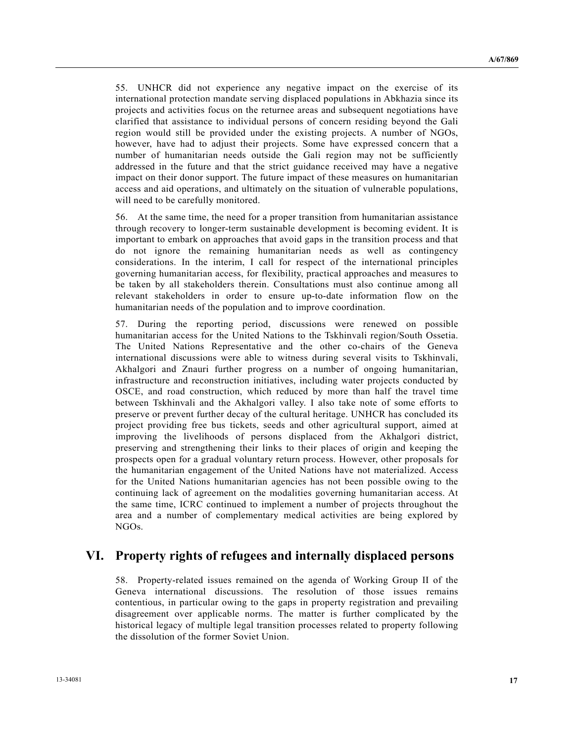55. UNHCR did not experience any negative impact on the exercise of its international protection mandate serving displaced populations in Abkhazia since its projects and activities focus on the returnee areas and subsequent negotiations have clarified that assistance to individual persons of concern residing beyond the Gali region would still be provided under the existing projects. A number of NGOs, however, have had to adjust their projects. Some have expressed concern that a number of humanitarian needs outside the Gali region may not be sufficiently addressed in the future and that the strict guidance received may have a negative impact on their donor support. The future impact of these measures on humanitarian access and aid operations, and ultimately on the situation of vulnerable populations, will need to be carefully monitored.

56. At the same time, the need for a proper transition from humanitarian assistance through recovery to longer-term sustainable development is becoming evident. It is important to embark on approaches that avoid gaps in the transition process and that do not ignore the remaining humanitarian needs as well as contingency considerations. In the interim, I call for respect of the international principles governing humanitarian access, for flexibility, practical approaches and measures to be taken by all stakeholders therein. Consultations must also continue among all relevant stakeholders in order to ensure up-to-date information flow on the humanitarian needs of the population and to improve coordination.

57. During the reporting period, discussions were renewed on possible humanitarian access for the United Nations to the Tskhinvali region/South Ossetia. The United Nations Representative and the other co-chairs of the Geneva international discussions were able to witness during several visits to Tskhinvali, Akhalgori and Znauri further progress on a number of ongoing humanitarian, infrastructure and reconstruction initiatives, including water projects conducted by OSCE, and road construction, which reduced by more than half the travel time between Tskhinvali and the Akhalgori valley. I also take note of some efforts to preserve or prevent further decay of the cultural heritage. UNHCR has concluded its project providing free bus tickets, seeds and other agricultural support, aimed at improving the livelihoods of persons displaced from the Akhalgori district, preserving and strengthening their links to their places of origin and keeping the prospects open for a gradual voluntary return process. However, other proposals for the humanitarian engagement of the United Nations have not materialized. Access for the United Nations humanitarian agencies has not been possible owing to the continuing lack of agreement on the modalities governing humanitarian access. At the same time, ICRC continued to implement a number of projects throughout the area and a number of complementary medical activities are being explored by NGOs.

## VI. Property rights of refugees and internally displaced persons

58. Property-related issues remained on the agenda of Working Group II of the Geneva international discussions. The resolution of those issues remains contentious, in particular owing to the gaps in property registration and prevailing disagreement over applicable norms. The matter is further complicated by the historical legacy of multiple legal transition processes related to property following the dissolution of the former Soviet Union.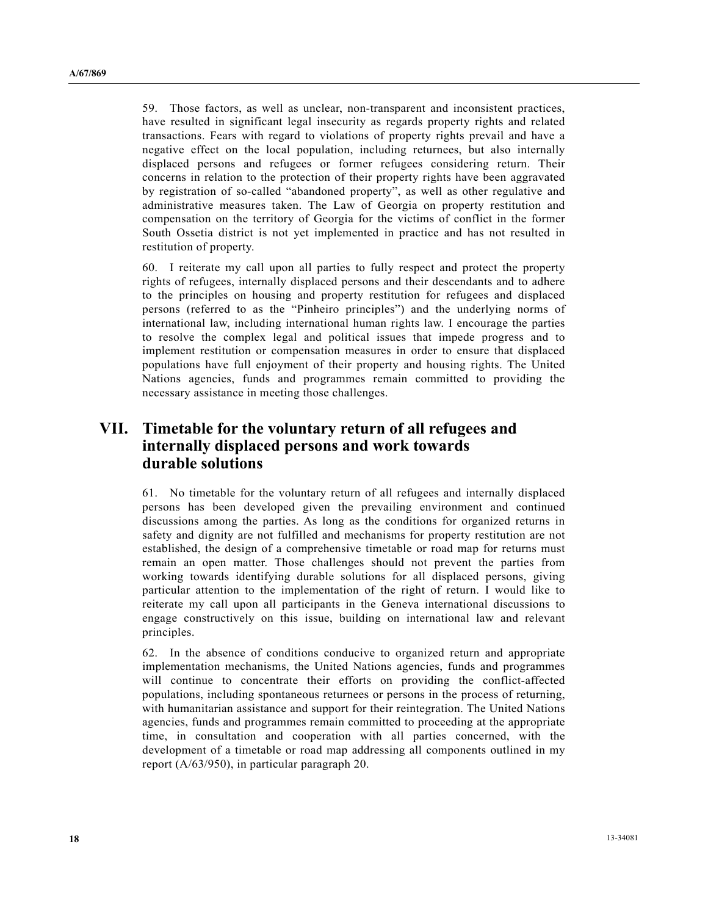59. Those factors, as well as unclear, non-transparent and inconsistent practices, have resulted in significant legal insecurity as regards property rights and related transactions. Fears with regard to violations of property rights prevail and have a negative effect on the local population, including returnees, but also internally displaced persons and refugees or former refugees considering return. Their concerns in relation to the protection of their property rights have been aggravated by registration of so-called "abandoned property", as well as other regulative and administrative measures taken. The Law of Georgia on property restitution and compensation on the territory of Georgia for the victims of conflict in the former South Ossetia district is not yet implemented in practice and has not resulted in restitution of property.

60. I reiterate my call upon all parties to fully respect and protect the property rights of refugees, internally displaced persons and their descendants and to adhere to the principles on housing and property restitution for refugees and displaced persons (referred to as the "Pinheiro principles") and the underlying norms of international law, including international human rights law. I encourage the parties to resolve the complex legal and political issues that impede progress and to implement restitution or compensation measures in order to ensure that displaced populations have full enjoyment of their property and housing rights. The United Nations agencies, funds and programmes remain committed to providing the necessary assistance in meeting those challenges.

# VII. Timetable for the voluntary return of all refugees and internally displaced persons and work towards durable solutions

61. No timetable for the voluntary return of all refugees and internally displaced persons has been developed given the prevailing environment and continued discussions among the parties. As long as the conditions for organized returns in safety and dignity are not fulfilled and mechanisms for property restitution are not established, the design of a comprehensive timetable or road map for returns must remain an open matter. Those challenges should not prevent the parties from working towards identifying durable solutions for all displaced persons, giving particular attention to the implementation of the right of return. I would like to reiterate my call upon all participants in the Geneva international discussions to engage constructively on this issue, building on international law and relevant principles.

62. In the absence of conditions conducive to organized return and appropriate implementation mechanisms, the United Nations agencies, funds and programmes will continue to concentrate their efforts on providing the conflict-affected populations, including spontaneous returnees or persons in the process of returning, with humanitarian assistance and support for their reintegration. The United Nations agencies, funds and programmes remain committed to proceeding at the appropriate time, in consultation and cooperation with all parties concerned, with the development of a timetable or road map addressing all components outlined in my report (A/63/950), in particular paragraph 20.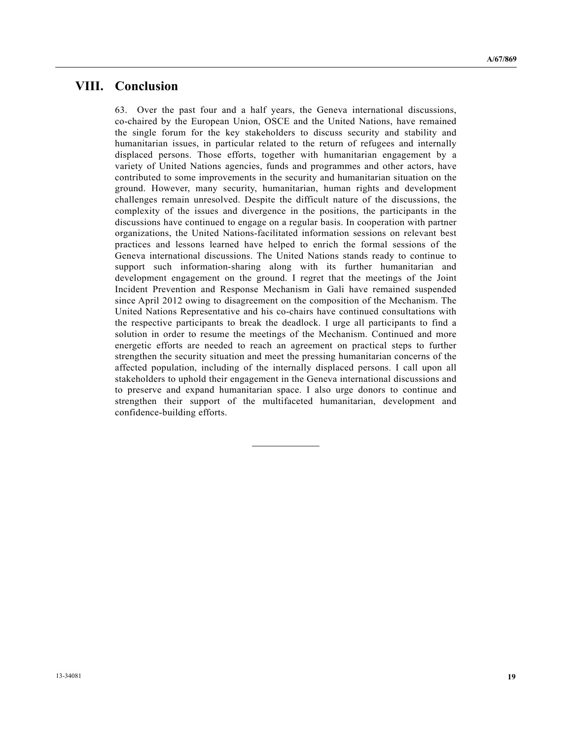# VIII. Conclusion

63. Over the past four and a half years, the Geneva international discussions, co-chaired by the European Union, OSCE and the United Nations, have remained the single forum for the key stakeholders to discuss security and stability and humanitarian issues, in particular related to the return of refugees and internally displaced persons. Those efforts, together with humanitarian engagement by a variety of United Nations agencies, funds and programmes and other actors, have contributed to some improvements in the security and humanitarian situation on the ground. However, many security, humanitarian, human rights and development challenges remain unresolved. Despite the difficult nature of the discussions, the complexity of the issues and divergence in the positions, the participants in the discussions have continued to engage on a regular basis. In cooperation with partner organizations, the United Nations-facilitated information sessions on relevant best practices and lessons learned have helped to enrich the formal sessions of the Geneva international discussions. The United Nations stands ready to continue to support such information-sharing along with its further humanitarian and development engagement on the ground. I regret that the meetings of the Joint Incident Prevention and Response Mechanism in Gali have remained suspended since April 2012 owing to disagreement on the composition of the Mechanism. The United Nations Representative and his co-chairs have continued consultations with the respective participants to break the deadlock. I urge all participants to find a solution in order to resume the meetings of the Mechanism. Continued and more energetic efforts are needed to reach an agreement on practical steps to further strengthen the security situation and meet the pressing humanitarian concerns of the affected population, including of the internally displaced persons. I call upon all stakeholders to uphold their engagement in the Geneva international discussions and to preserve and expand humanitarian space. I also urge donors to continue and strengthen their support of the multifaceted humanitarian, development and confidence-building efforts.